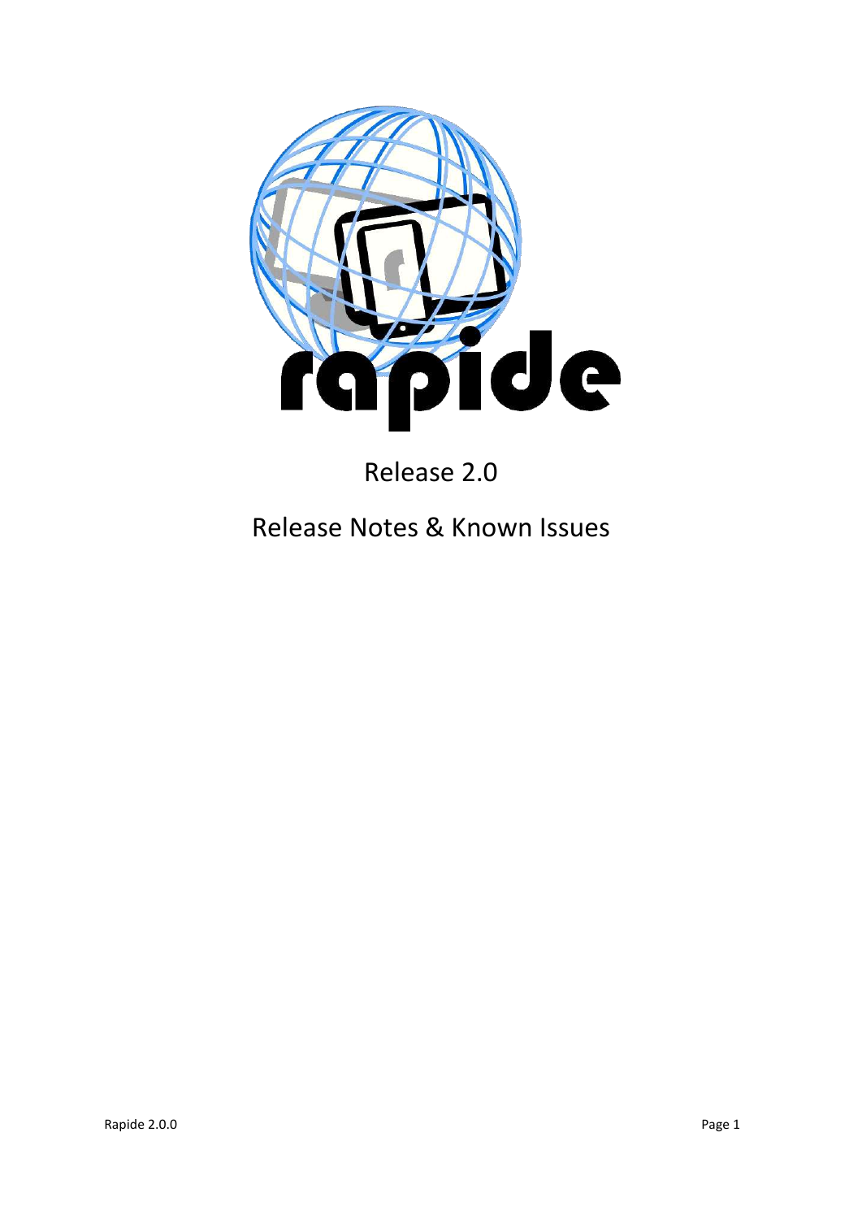rapide

Release 2.0

Release Notes & Known Issues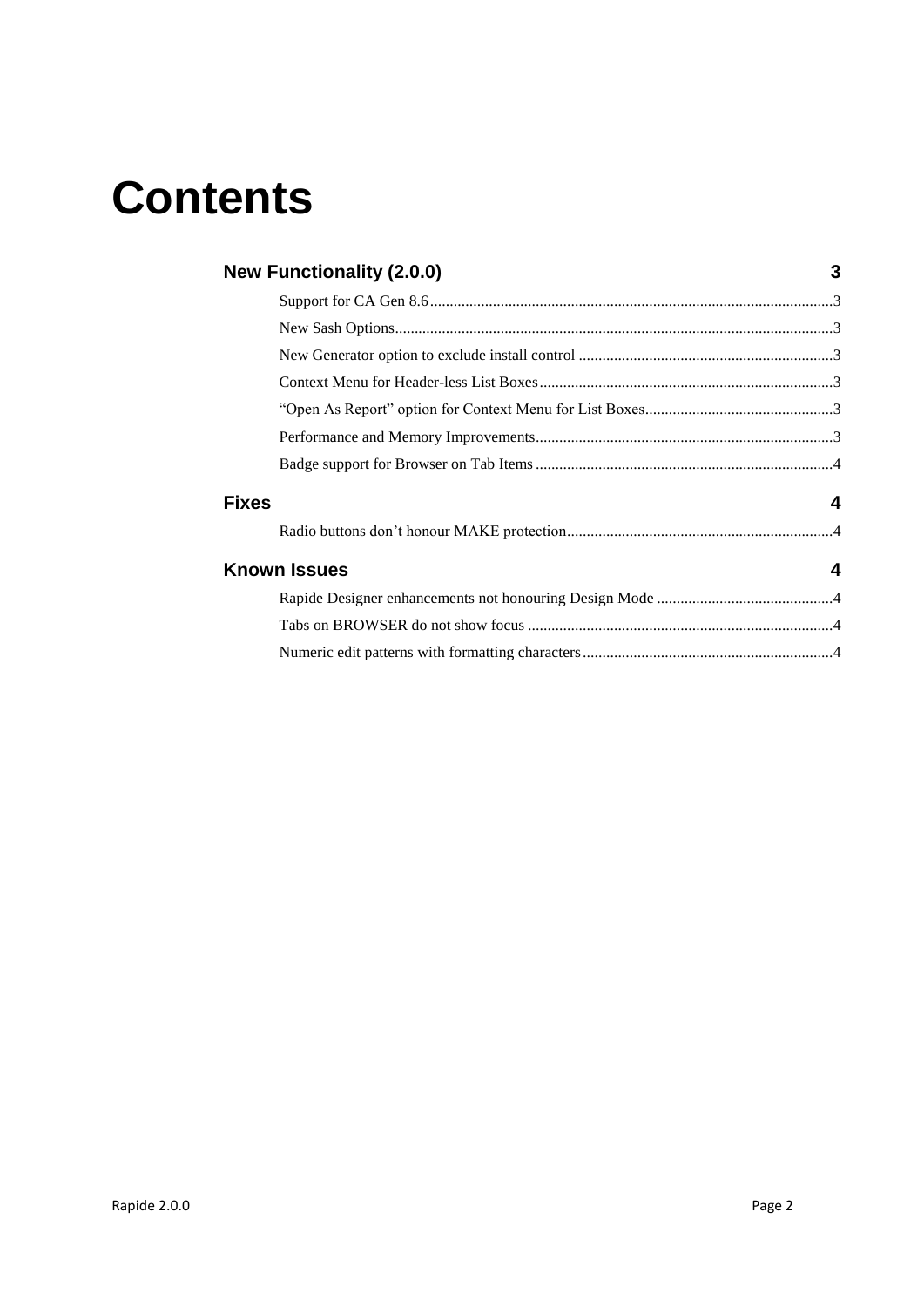# Contents

**New Functionality (2.0.0)** 3

- Support for CA Gen 8.6 ... 3
- New Sash Options ... 3
- New Generator option to exclude install control ... 3
- Context Menu for Header-less List Boxes ... 3
- "Open As Report" option for Context Menu for List Boxes ... 3
- Performance and Memory Improvements ... 3
- Badge support for Browser on Tab Items ... 4

**Fixes** 4

- Radio buttons don't honour MAKE protection ... 4

**Known Issues** 4

- Rapide Designer enhancements not honouring Design Mode ... 4
- Tabs on BROWSER do not show focus ... 4
- Numeric edit patterns with formatting characters ... 4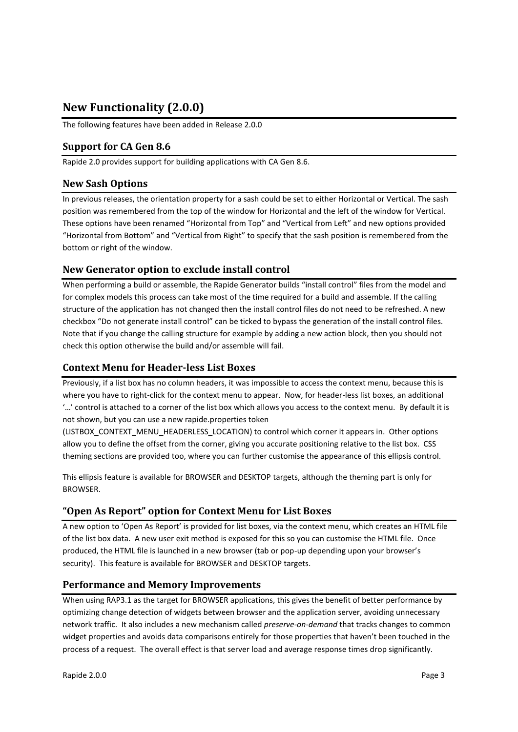# New Functionality (2.0.0)

The following features have been added in Release 2.0.0

## Support for CA Gen 8.6

Rapide 2.0 provides support for building applications with CA Gen 8.6.

## New Sash Options

In previous releases, the orientation property for a sash could be set to either Horizontal or Vertical. The sash position was remembered from the top of the window for Horizontal and the left of the window for Vertical. These options have been renamed “Horizontal from Top” and “Vertical from Left” and new options provided “Horizontal from Bottom” and “Vertical from Right” to specify that the sash position is remembered from the bottom or right of the window.

## New Generator option to exclude install control

When performing a build or assemble, the Rapide Generator builds “install control” files from the model and for complex models this process can take most of the time required for a build and assemble. If the calling structure of the application has not changed then the install control files do not need to be refreshed. A new checkbox “Do not generate install control” can be ticked to bypass the generation of the install control files. Note that if you change the calling structure for example by adding a new action block, then you should not check this option otherwise the build and/or assemble will fail.

## Context Menu for Header-less List Boxes

Previously, if a list box has no column headers, it was impossible to access the context menu, because this is where you have to right-click for the context menu to appear. Now, for header-less list boxes, an additional ‘…’ control is attached to a corner of the list box which allows you access to the context menu. By default it is not shown, but you can use a new rapide.properties token (LISTBOX_CONTEXT_MENU_HEADERLESS_LOCATION) to control which corner it appears in. Other options allow you to define the offset from the corner, giving you accurate positioning relative to the list box. CSS theming sections are provided too, where you can further customise the appearance of this ellipsis control.

This ellipsis feature is available for BROWSER and DESKTOP targets, although the theming part is only for BROWSER.

## “Open As Report” option for Context Menu for List Boxes

A new option to ‘Open As Report’ is provided for list boxes, via the context menu, which creates an HTML file of the list box data. A new user exit method is exposed for this so you can customise the HTML file. Once produced, the HTML file is launched in a new browser (tab or pop-up depending upon your browser’s security). This feature is available for BROWSER and DESKTOP targets.

## Performance and Memory Improvements

When using RAP3.1 as the target for BROWSER applications, this gives the benefit of better performance by optimizing change detection of widgets between browser and the application server, avoiding unnecessary network traffic. It also includes a new mechanism called *preserve-on-demand* that tracks changes to common widget properties and avoids data comparisons entirely for those properties that haven’t been touched in the process of a request. The overall effect is that server load and average response times drop significantly.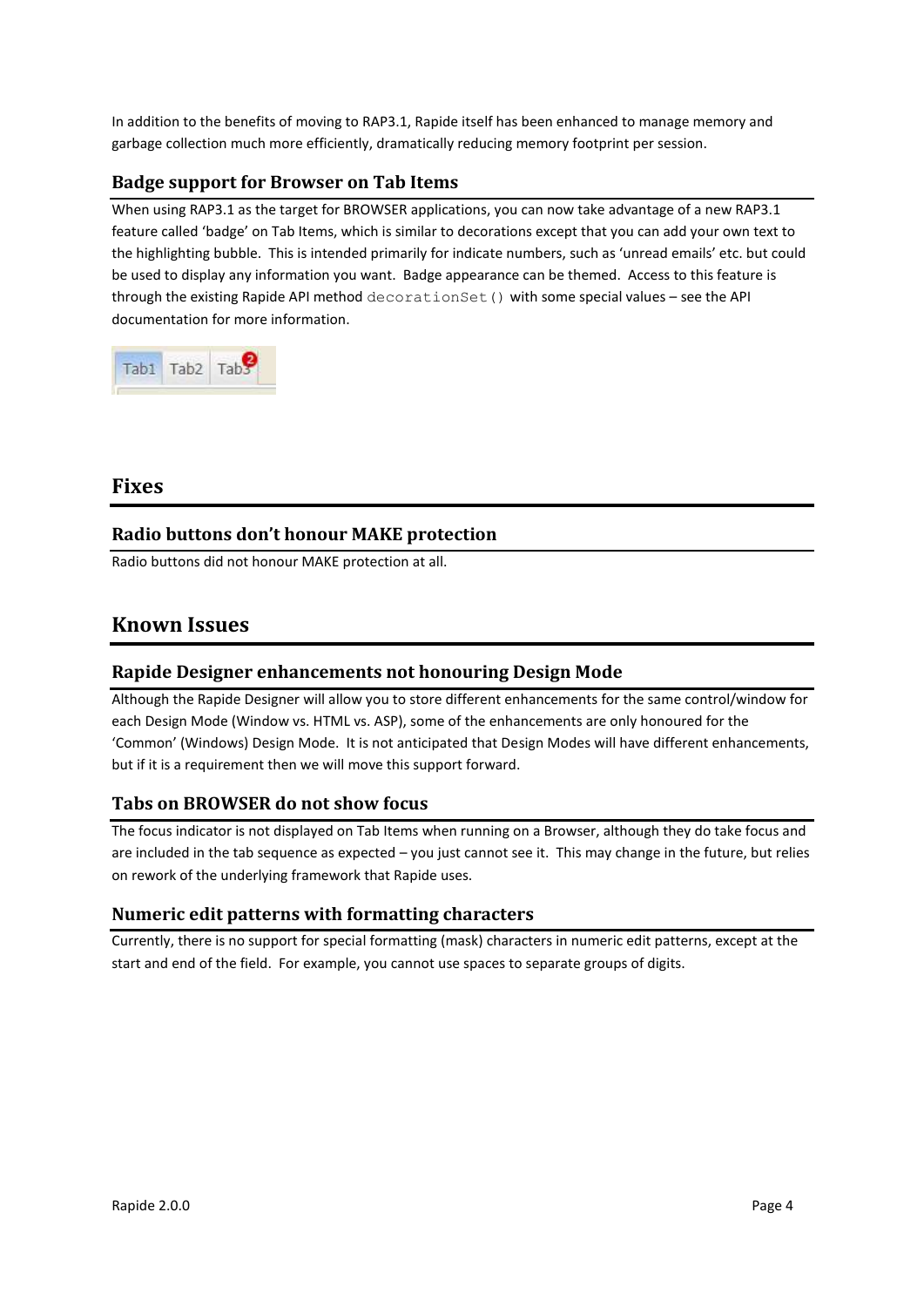In addition to the benefits of moving to RAP3.1, Rapide itself has been enhanced to manage memory and garbage collection much more efficiently, dramatically reducing memory footprint per session.

### Badge support for Browser on Tab Items

When using RAP3.1 as the target for BROWSER applications, you can now take advantage of a new RAP3.1 feature called 'badge' on Tab Items, which is similar to decorations except that you can add your own text to the highlighting bubble. This is intended primarily for indicate numbers, such as 'unread emails' etc. but could be used to display any information you want. Badge appearance can be themed. Access to this feature is through the existing Rapide API method `decorationSet()` with some special values – see the API documentation for more information.

## Fixes

### Radio buttons don't honour MAKE protection

Radio buttons did not honour MAKE protection at all.

## Known Issues

### Rapide Designer enhancements not honouring Design Mode

Although the Rapide Designer will allow you to store different enhancements for the same control/window for each Design Mode (Window vs. HTML vs. ASP), some of the enhancements are only honoured for the 'Common' (Windows) Design Mode. It is not anticipated that Design Modes will have different enhancements, but if it is a requirement then we will move this support forward.

### Tabs on BROWSER do not show focus

The focus indicator is not displayed on Tab Items when running on a Browser, although they do take focus and are included in the tab sequence as expected – you just cannot see it. This may change in the future, but relies on rework of the underlying framework that Rapide uses.

### Numeric edit patterns with formatting characters

Currently, there is no support for special formatting (mask) characters in numeric edit patterns, except at the start and end of the field. For example, you cannot use spaces to separate groups of digits.